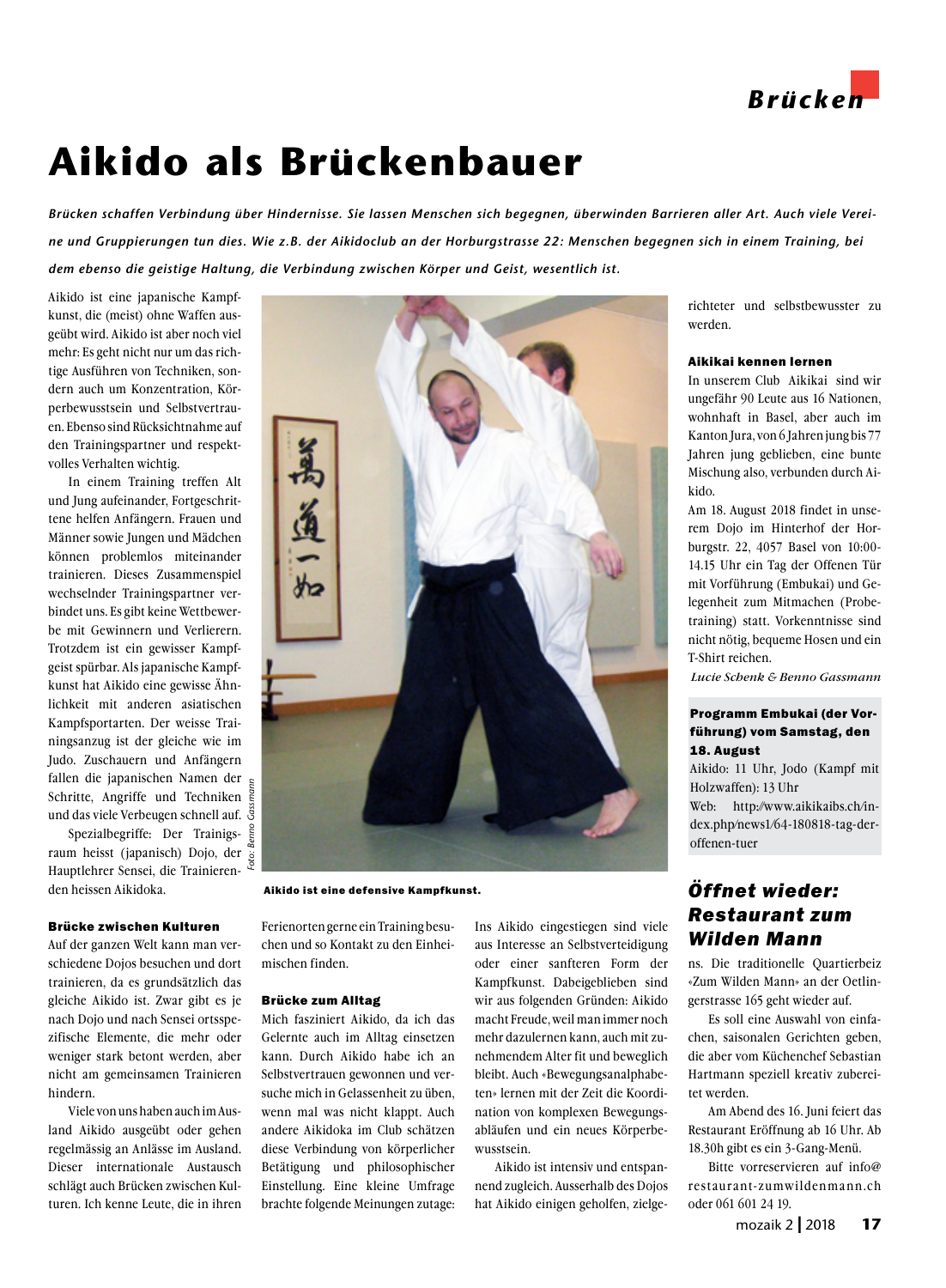# Aikido als Brückenbauer

***Brücken schaffen Verbindung über Hindernisse. Sie lassen Menschen sich begegnen, überwinden Barrieren aller Art. Auch viele Vereine und Gruppierungen tun dies. Wie z.B. der Aikidoclub an der Horburgstrasse 22: Menschen begegnen sich in einem Training, bei dem ebenso die geistige Haltung, die Verbindung zwischen Körper und Geist, wesentlich ist.***

Aikido ist eine japanische Kampfkunst, die (meist) ohne Waffen ausgeübt wird. Aikido ist aber noch viel mehr: Es geht nicht nur um das richtige Ausführen von Techniken, sondern auch um Konzentration, Körperbewusstsein und Selbstvertrauen. Ebenso sind Rücksichtnahme auf den Trainingspartner und respektvolles Verhalten wichtig.

In einem Training treffen Alt und Jung aufeinander, Fortgeschrittene helfen Anfängern. Frauen und Männer sowie Jungen und Mädchen können problemlos miteinander trainieren. Dieses Zusammenspiel wechselnder Trainingspartner verbindet uns. Es gibt keine Wettbewerbe mit Gewinnern und Verlierern. Trotzdem ist ein gewisser Kampfgeist spürbar. Als japanische Kampfkunst hat Aikido eine gewisse Ähnlichkeit mit anderen asiatischen Kampfsportarten. Der weisse Trainingsanzug ist der gleiche wie im Judo. Zuschauern und Anfängern fallen die japanischen Namen der Schritte, Angriffe und Techniken und das viele Verbeugen schnell auf.

Spezialbegriffe: Der Trainingsraum heisst (japanisch) Dojo, der Hauptlehrer Sensei, die Trainierenden heissen Aikidoka.

Foto: Benno Gassmann

**Aikido ist eine defensive Kampfkunst.**

#### Brücke zwischen Kulturen

Auf der ganzen Welt kann man verschiedene Dojos besuchen und dort trainieren, da es grundsätzlich das gleiche Aikido ist. Zwar gibt es je nach Dojo und nach Sensei ortsspezifische Elemente, die mehr oder weniger stark betont werden, aber nicht am gemeinsamen Trainieren hindern.

Viele von uns haben auch im Ausland Aikido ausgeübt oder gehen regelmässig an Anlässe im Ausland. Dieser internationale Austausch schlägt auch Brücken zwischen Kulturen. Ich kenne Leute, die in ihren Ferienorten gerne ein Training besuchen und so Kontakt zu den Einheimischen finden.

#### Brücke zum Alltag

Mich fasziniert Aikido, da ich das Gelernte auch im Alltag einsetzen kann. Durch Aikido habe ich an Selbstvertrauen gewonnen und versuche mich in Gelassenheit zu üben, wenn mal was nicht klappt. Auch andere Aikidoka im Club schätzen diese Verbindung von körperlicher Betätigung und philosophischer Einstellung. Eine kleine Umfrage brachte folgende Meinungen zutage: Ins Aikido eingestiegen sind viele aus Interesse an Selbstverteidigung oder einer sanfteren Form der Kampfkunst. Dabeigeblieben sind wir aus folgenden Gründen: Aikido macht Freude, weil man immer noch mehr dazulernen kann, auch mit zunehmendem Alter fit und beweglich bleibt. Auch «Bewegungsanalphabeten» lernen mit der Zeit die Koordination von komplexen Bewegungsabläufen und ein neues Körperbewusstsein.

Aikido ist intensiv und entspannend zugleich. Ausserhalb des Dojos hat Aikido einigen geholfen, zielgerichteter und selbstbewusster zu werden.

#### Aikikai kennen lernen

In unserem Club Aikikai sind wir ungefähr 90 Leute aus 16 Nationen, wohnhaft in Basel, aber auch im Kanton Jura, von 6 Jahren jung bis 77 Jahren jung geblieben, eine bunte Mischung also, verbunden durch Aikido.

Am 18. August 2018 findet in unserem Dojo im Hinterhof der Horburgstr. 22, 4057 Basel von 10:00-14.15 Uhr ein Tag der Offenen Tür mit Vorführung (Embukai) und Gelegenheit zum Mitmachen (Probetraining) statt. Vorkenntnisse sind nicht nötig, bequeme Hosen und ein T-Shirt reichen.

*Lucie Schenk & Benno Gassmann*

**Programm Embukai (der Vorführung) vom Samstag, den 18. August**

Aikido: 11 Uhr, Jodo (Kampf mit Holzwaffen): 13 Uhr

Web: http://www.aikikaibs.ch/index.php/news1/64-180818-tag-der-offenen-tuer

## *Öffnet wieder: Restaurant zum Wilden Mann*

ns. Die traditionelle Quartierbeiz «Zum Wilden Mann» an der Oetlingerstrasse 165 geht wieder auf.

Es soll eine Auswahl von einfachen, saisonalen Gerichten geben, die aber vom Küchenchef Sebastian Hartmann speziell kreativ zubereitet werden.

Am Abend des 16. Juni feiert das Restaurant Eröffnung ab 16 Uhr. Ab 18.30h gibt es ein 3-Gang-Menü.

Bitte vorreservieren auf info@restaurant-zumwildenmann.ch oder 061 601 24 19.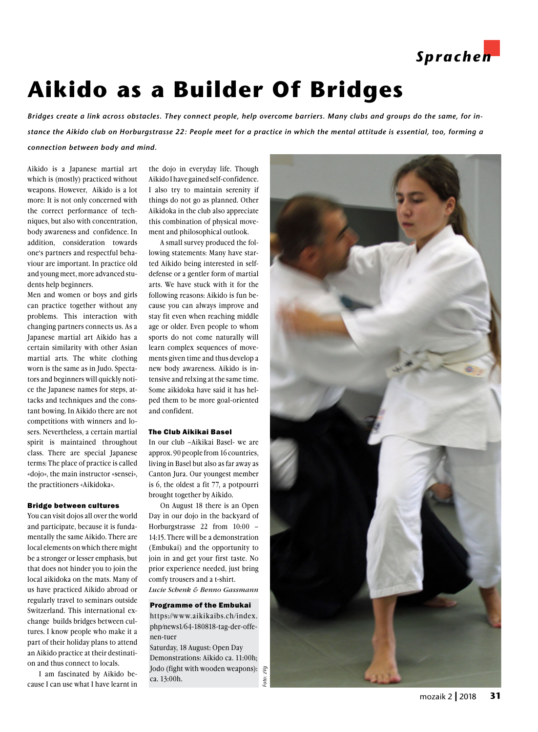# Aikido as a Builder Of Bridges

***Bridges create a link across obstacles. They connect people, help overcome barriers. Many clubs and groups do the same, for instance the Aikido club on Horburgstrasse 22: People meet for a practice in which the mental attitude is essential, too, forming a connection between body and mind.***

Aikido is a Japanese martial art which is (mostly) practiced without weapons. However, Aikido is a lot more: It is not only concerned with the correct performance of techniques, but also with concentration, body awareness and confidence. In addition, consideration towards one's partners and respectful behaviour are important. In practice old and young meet, more advanced students help beginners.

Men and women or boys and girls can practice together without any problems. This interaction with changing partners connects us. As a Japanese martial art Aikido has a certain similarity with other Asian martial arts. The white clothing worn is the same as in Judo. Spectators and beginners will quickly notice the Japanese names for steps, attacks and techniques and the constant bowing. In Aikido there are not competitions with winners and losers. Nevertheless, a certain martial spirit is maintained throughout class. There are special Japanese terms: The place of practice is called «dojo», the main instructor «sensei», the practitioners «Aikidoka».

### Bridge between cultures

You can visit dojos all over the world and participate, because it is fundamentally the same Aikido. There are local elements on which there might be a stronger or lesser emphasis, but that does not hinder you to join the local aikidoka on the mats. Many of us have practiced Aikido abroad or regularly travel to seminars outside Switzerland. This international exchange builds bridges between cultures. I know people who make it a part of their holiday plans to attend an Aikido practice at their destination and thus connect to locals.

I am fascinated by Aikido because I can use what I have learnt in the dojo in everyday life. Though Aikido I have gained self-confidence. I also try to maintain serenity if things do not go as planned. Other Aikidoka in the club also appreciate this combination of physical movement and philosophical outlook.

A small survey produced the following statements: Many have started Aikido being interested in self-defense or a gentler form of martial arts. We have stuck with it for the following reasons: Aikido is fun because you can always improve and stay fit even when reaching middle age or older. Even people to whom sports do not come naturally will learn complex sequences of movements given time and thus develop a new body awareness. Aikido is intensive and relxing at the same time. Some aikidoka have said it has helped them to be more goal-oriented and confident.

### The Club Aikikai Basel

In our club –Aikikai Basel- we are approx. 90 people from 16 countries, living in Basel but also as far away as Canton Jura. Our youngest member is 6, the oldest a fit 77, a potpourri brought together by Aikido.

On August 18 there is an Open Day in our dojo in the backyard of Horburgstrasse 22 from 10:00 – 14:15. There will be a demonstration (Embukai) and the opportunity to join in and get your first taste. No prior experience needed, just bring comfy trousers and a t-shirt.

*Lucie Schenk & Benno Gassmann*

**Programme of the Embukai**

https://www.aikikaibs.ch/index.php/news1/64-180818-tag-der-offenen-tuer

Saturday, 18 August: Open Day

Demonstrations: Aikido ca. 11:00h; Jodo (fight with wooden weapons): ca. 13:00h.

*Foto: zVg*